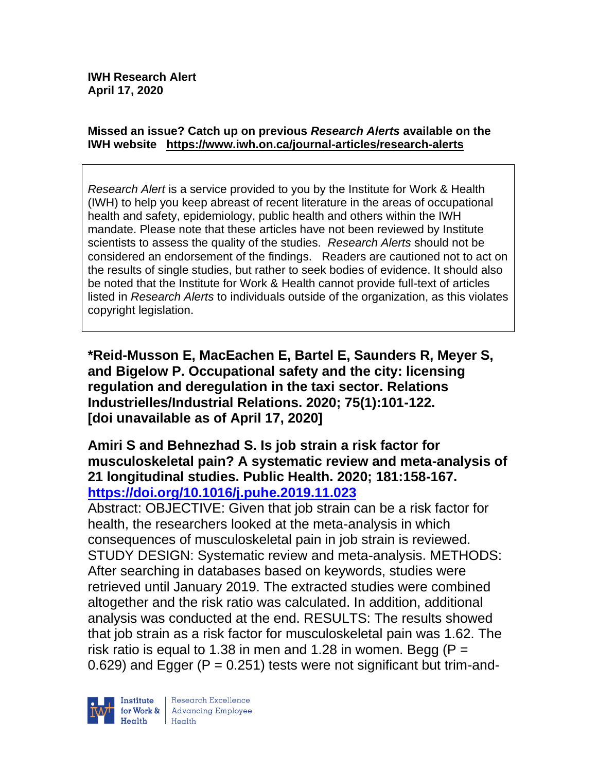**IWH Research Alert**
**April 17, 2020**

**Missed an issue? Catch up on previous *Research Alerts* available on the IWH website https://www.iwh.on.ca/journal-articles/research-alerts**

> *Research Alert* is a service provided to you by the Institute for Work & Health (IWH) to help you keep abreast of recent literature in the areas of occupational health and safety, epidemiology, public health and others within the IWH mandate. Please note that these articles have not been reviewed by Institute scientists to assess the quality of the studies. *Research Alerts* should not be considered an endorsement of the findings. Readers are cautioned not to act on the results of single studies, but rather to seek bodies of evidence. It should also be noted that the Institute for Work & Health cannot provide full-text of articles listed in *Research Alerts* to individuals outside of the organization, as this violates copyright legislation.

**\*Reid-Musson E, MacEachen E, Bartel E, Saunders R, Meyer S, and Bigelow P. Occupational safety and the city: licensing regulation and deregulation in the taxi sector. Relations Industrielles/Industrial Relations. 2020; 75(1):101-122. [doi unavailable as of April 17, 2020]**

**Amiri S and Behnezhad S. Is job strain a risk factor for musculoskeletal pain? A systematic review and meta-analysis of 21 longitudinal studies. Public Health. 2020; 181:158-167. https://doi.org/10.1016/j.puhe.2019.11.023**

Abstract: OBJECTIVE: Given that job strain can be a risk factor for health, the researchers looked at the meta-analysis in which consequences of musculoskeletal pain in job strain is reviewed. STUDY DESIGN: Systematic review and meta-analysis. METHODS: After searching in databases based on keywords, studies were retrieved until January 2019. The extracted studies were combined altogether and the risk ratio was calculated. In addition, additional analysis was conducted at the end. RESULTS: The results showed that job strain as a risk factor for musculoskeletal pain was 1.62. The risk ratio is equal to 1.38 in men and 1.28 in women. Begg ($P = 0.629$) and Egger ($P = 0.251$) tests were not significant but trim-and-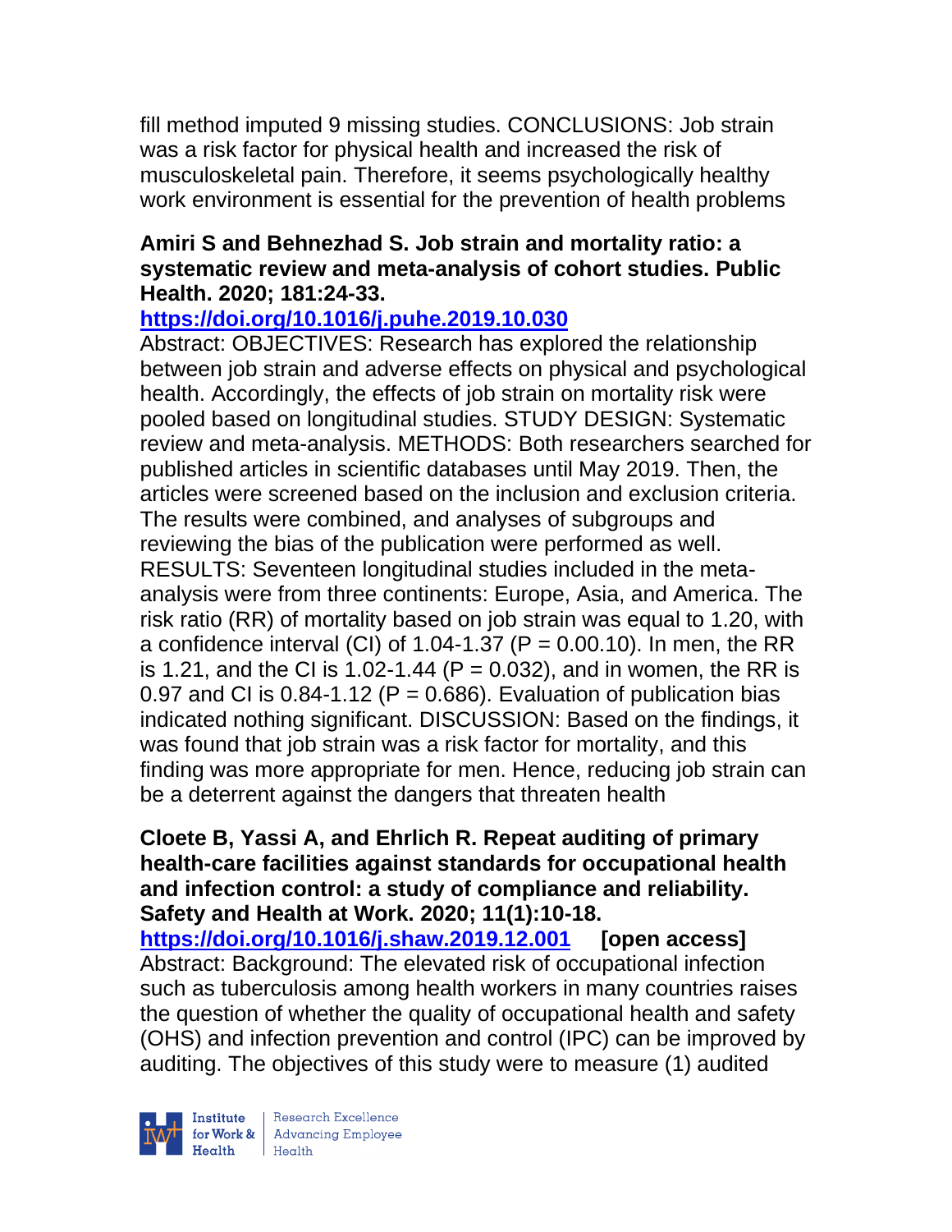fill method imputed 9 missing studies. CONCLUSIONS: Job strain was a risk factor for physical health and increased the risk of musculoskeletal pain. Therefore, it seems psychologically healthy work environment is essential for the prevention of health problems

**Amiri S and Behnezhad S. Job strain and mortality ratio: a systematic review and meta-analysis of cohort studies. Public Health. 2020; 181:24-33.**
**https://doi.org/10.1016/j.puhe.2019.10.030**
Abstract: OBJECTIVES: Research has explored the relationship between job strain and adverse effects on physical and psychological health. Accordingly, the effects of job strain on mortality risk were pooled based on longitudinal studies. STUDY DESIGN: Systematic review and meta-analysis. METHODS: Both researchers searched for published articles in scientific databases until May 2019. Then, the articles were screened based on the inclusion and exclusion criteria. The results were combined, and analyses of subgroups and reviewing the bias of the publication were performed as well. RESULTS: Seventeen longitudinal studies included in the meta-analysis were from three continents: Europe, Asia, and America. The risk ratio (RR) of mortality based on job strain was equal to 1.20, with a confidence interval (CI) of 1.04-1.37 ($P = 0.00.10$). In men, the RR is 1.21, and the CI is 1.02-1.44 ($P = 0.032$), and in women, the RR is 0.97 and CI is 0.84-1.12 ($P = 0.686$). Evaluation of publication bias indicated nothing significant. DISCUSSION: Based on the findings, it was found that job strain was a risk factor for mortality, and this finding was more appropriate for men. Hence, reducing job strain can be a deterrent against the dangers that threaten health

**Cloete B, Yassi A, and Ehrlich R. Repeat auditing of primary health-care facilities against standards for occupational health and infection control: a study of compliance and reliability. Safety and Health at Work. 2020; 11(1):10-18.**
**https://doi.org/10.1016/j.shaw.2019.12.001** **[open access]**
Abstract: Background: The elevated risk of occupational infection such as tuberculosis among health workers in many countries raises the question of whether the quality of occupational health and safety (OHS) and infection prevention and control (IPC) can be improved by auditing. The objectives of this study were to measure (1) audited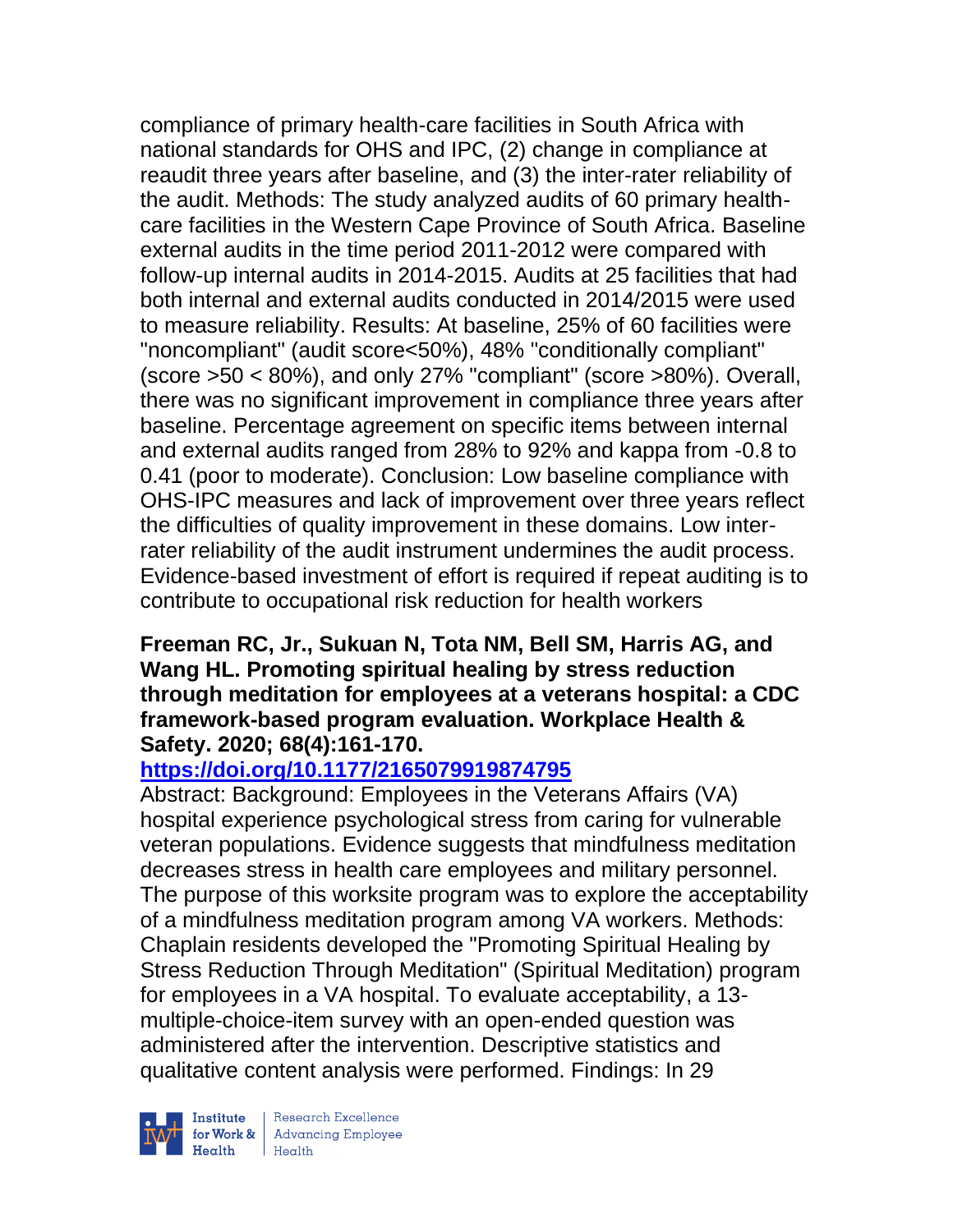compliance of primary health-care facilities in South Africa with national standards for OHS and IPC, (2) change in compliance at reaudit three years after baseline, and (3) the inter-rater reliability of the audit. Methods: The study analyzed audits of 60 primary health-care facilities in the Western Cape Province of South Africa. Baseline external audits in the time period 2011-2012 were compared with follow-up internal audits in 2014-2015. Audits at 25 facilities that had both internal and external audits conducted in 2014/2015 were used to measure reliability. Results: At baseline, 25% of 60 facilities were "noncompliant" (audit score<50%), 48% "conditionally compliant" (score >50 < 80%), and only 27% "compliant" (score >80%). Overall, there was no significant improvement in compliance three years after baseline. Percentage agreement on specific items between internal and external audits ranged from 28% to 92% and kappa from -0.8 to 0.41 (poor to moderate). Conclusion: Low baseline compliance with OHS-IPC measures and lack of improvement over three years reflect the difficulties of quality improvement in these domains. Low inter-rater reliability of the audit instrument undermines the audit process. Evidence-based investment of effort is required if repeat auditing is to contribute to occupational risk reduction for health workers

**Freeman RC, Jr., Sukuan N, Tota NM, Bell SM, Harris AG, and Wang HL. Promoting spiritual healing by stress reduction through meditation for employees at a veterans hospital: a CDC framework-based program evaluation. Workplace Health & Safety. 2020; 68(4):161-170.**
**https://doi.org/10.1177/2165079919874795**

Abstract: Background: Employees in the Veterans Affairs (VA) hospital experience psychological stress from caring for vulnerable veteran populations. Evidence suggests that mindfulness meditation decreases stress in health care employees and military personnel. The purpose of this worksite program was to explore the acceptability of a mindfulness meditation program among VA workers. Methods: Chaplain residents developed the "Promoting Spiritual Healing by Stress Reduction Through Meditation" (Spiritual Meditation) program for employees in a VA hospital. To evaluate acceptability, a 13-multiple-choice-item survey with an open-ended question was administered after the intervention. Descriptive statistics and qualitative content analysis were performed. Findings: In 29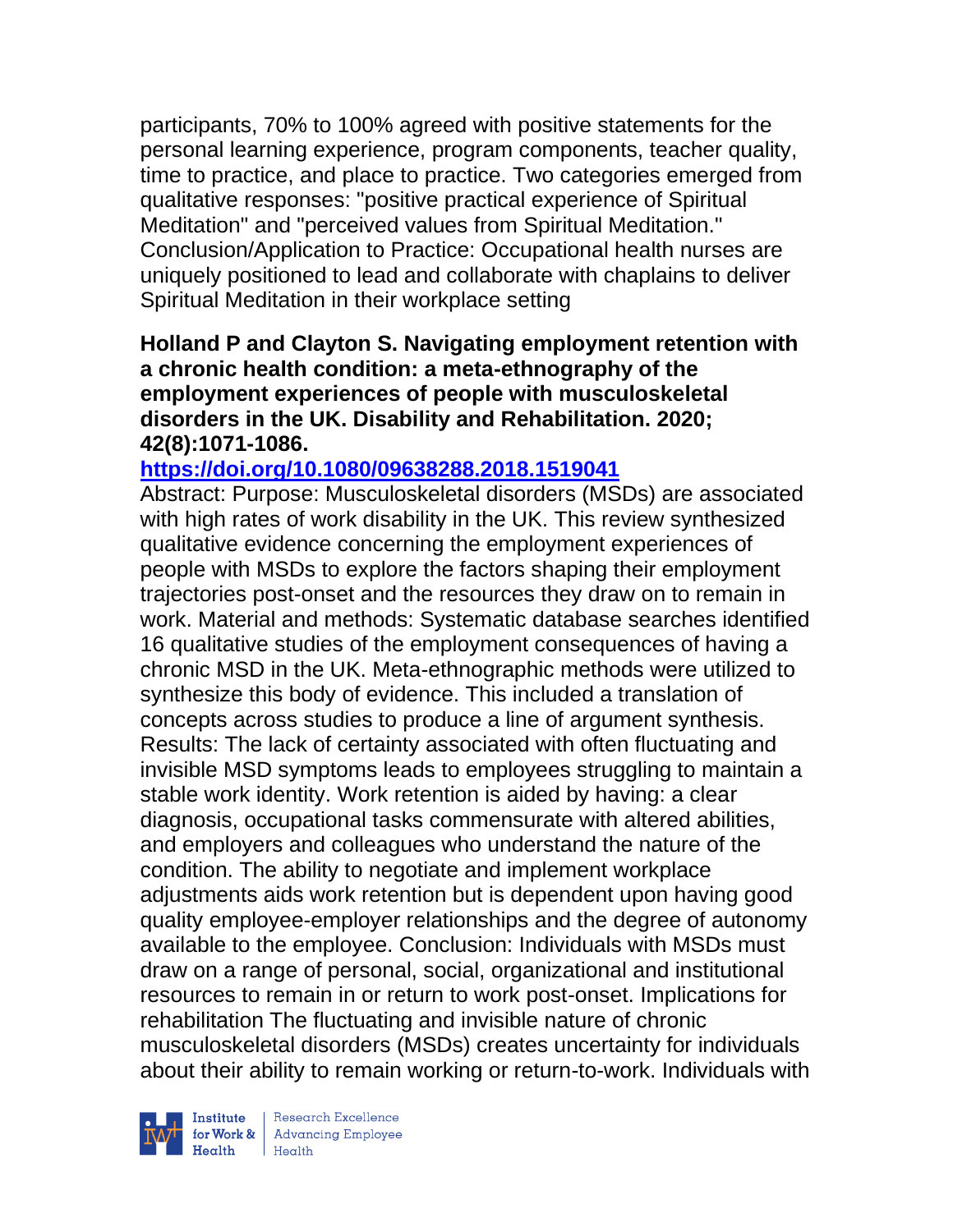participants, 70% to 100% agreed with positive statements for the personal learning experience, program components, teacher quality, time to practice, and place to practice. Two categories emerged from qualitative responses: "positive practical experience of Spiritual Meditation" and "perceived values from Spiritual Meditation." Conclusion/Application to Practice: Occupational health nurses are uniquely positioned to lead and collaborate with chaplains to deliver Spiritual Meditation in their workplace setting

**Holland P and Clayton S. Navigating employment retention with a chronic health condition: a meta-ethnography of the employment experiences of people with musculoskeletal disorders in the UK. Disability and Rehabilitation. 2020; 42(8):1071-1086.**

**https://doi.org/10.1080/09638288.2018.1519041**

Abstract: Purpose: Musculoskeletal disorders (MSDs) are associated with high rates of work disability in the UK. This review synthesized qualitative evidence concerning the employment experiences of people with MSDs to explore the factors shaping their employment trajectories post-onset and the resources they draw on to remain in work. Material and methods: Systematic database searches identified 16 qualitative studies of the employment consequences of having a chronic MSD in the UK. Meta-ethnographic methods were utilized to synthesize this body of evidence. This included a translation of concepts across studies to produce a line of argument synthesis. Results: The lack of certainty associated with often fluctuating and invisible MSD symptoms leads to employees struggling to maintain a stable work identity. Work retention is aided by having: a clear diagnosis, occupational tasks commensurate with altered abilities, and employers and colleagues who understand the nature of the condition. The ability to negotiate and implement workplace adjustments aids work retention but is dependent upon having good quality employee-employer relationships and the degree of autonomy available to the employee. Conclusion: Individuals with MSDs must draw on a range of personal, social, organizational and institutional resources to remain in or return to work post-onset. Implications for rehabilitation The fluctuating and invisible nature of chronic musculoskeletal disorders (MSDs) creates uncertainty for individuals about their ability to remain working or return-to-work. Individuals with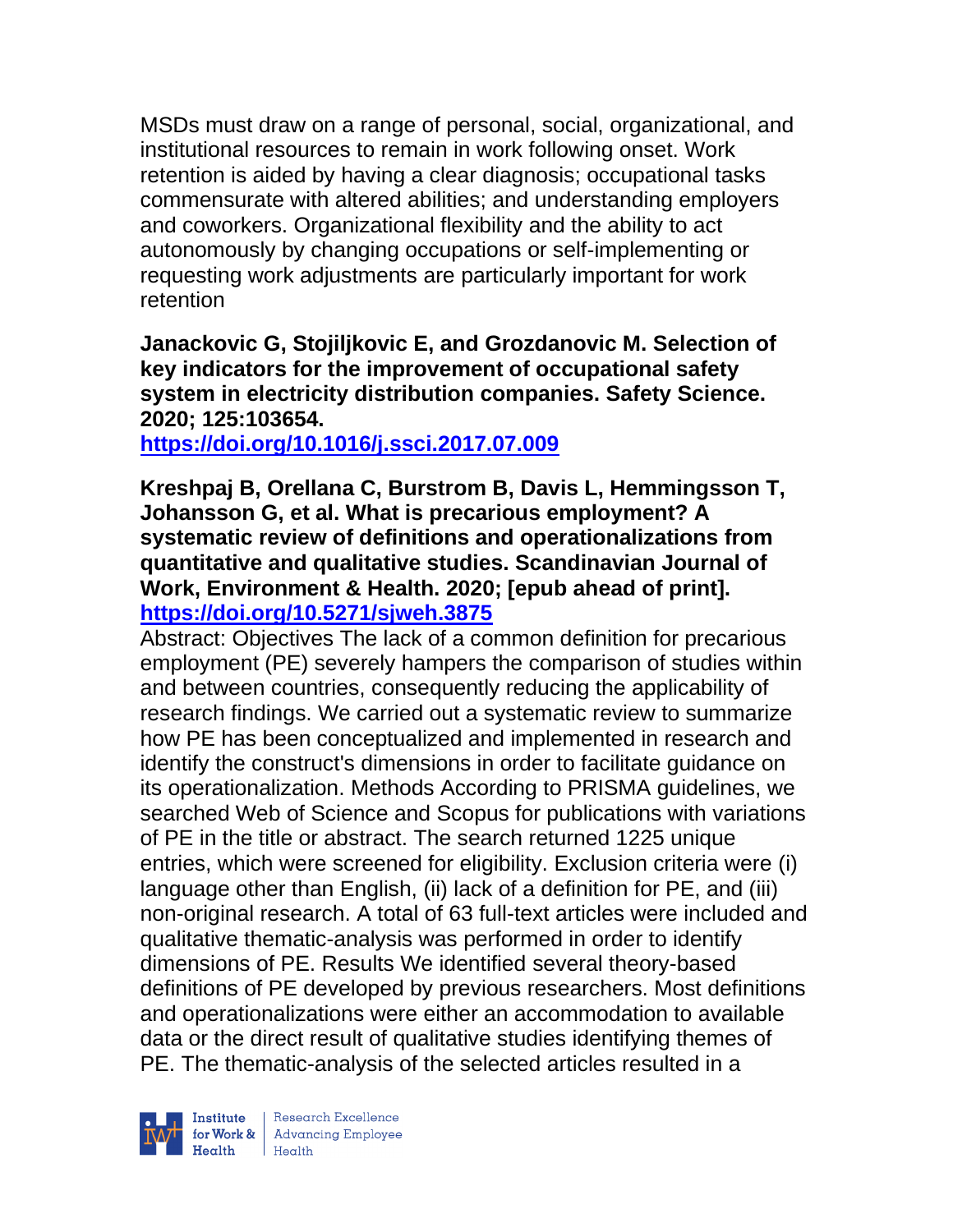MSDs must draw on a range of personal, social, organizational, and institutional resources to remain in work following onset. Work retention is aided by having a clear diagnosis; occupational tasks commensurate with altered abilities; and understanding employers and coworkers. Organizational flexibility and the ability to act autonomously by changing occupations or self-implementing or requesting work adjustments are particularly important for work retention

**Janackovic G, Stojiljkovic E, and Grozdanovic M. Selection of key indicators for the improvement of occupational safety system in electricity distribution companies. Safety Science. 2020; 125:103654.**
**https://doi.org/10.1016/j.ssci.2017.07.009**

**Kreshpaj B, Orellana C, Burstrom B, Davis L, Hemmingsson T, Johansson G, et al. What is precarious employment? A systematic review of definitions and operationalizations from quantitative and qualitative studies. Scandinavian Journal of Work, Environment & Health. 2020; [epub ahead of print].**
**https://doi.org/10.5271/sjweh.3875**
Abstract: Objectives The lack of a common definition for precarious employment (PE) severely hampers the comparison of studies within and between countries, consequently reducing the applicability of research findings. We carried out a systematic review to summarize how PE has been conceptualized and implemented in research and identify the construct's dimensions in order to facilitate guidance on its operationalization. Methods According to PRISMA guidelines, we searched Web of Science and Scopus for publications with variations of PE in the title or abstract. The search returned 1225 unique entries, which were screened for eligibility. Exclusion criteria were (i) language other than English, (ii) lack of a definition for PE, and (iii) non-original research. A total of 63 full-text articles were included and qualitative thematic-analysis was performed in order to identify dimensions of PE. Results We identified several theory-based definitions of PE developed by previous researchers. Most definitions and operationalizations were either an accommodation to available data or the direct result of qualitative studies identifying themes of PE. The thematic-analysis of the selected articles resulted in a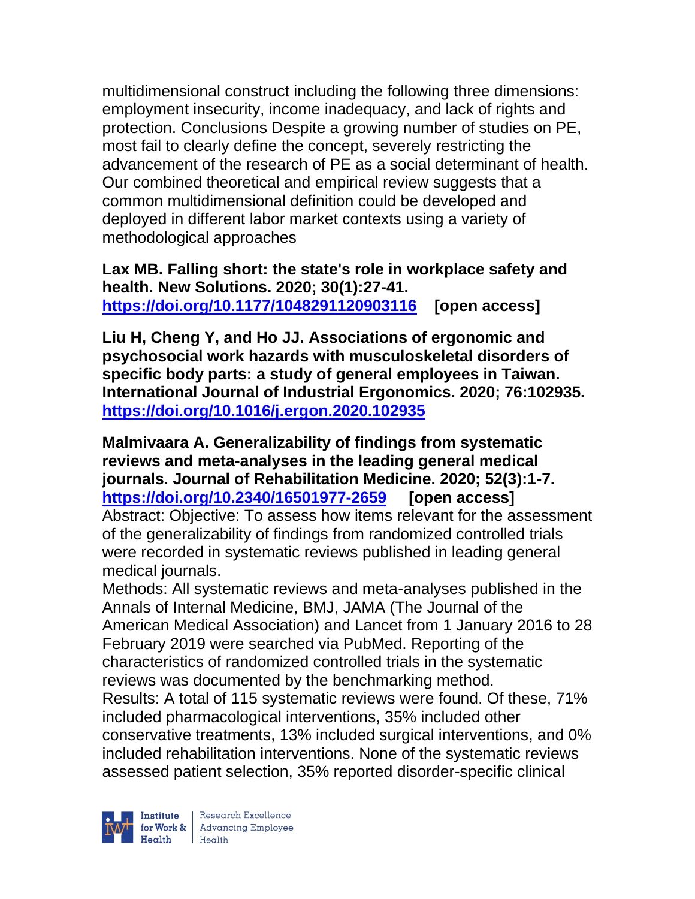multidimensional construct including the following three dimensions: employment insecurity, income inadequacy, and lack of rights and protection. Conclusions Despite a growing number of studies on PE, most fail to clearly define the concept, severely restricting the advancement of the research of PE as a social determinant of health. Our combined theoretical and empirical review suggests that a common multidimensional definition could be developed and deployed in different labor market contexts using a variety of methodological approaches

**Lax MB. Falling short: the state's role in workplace safety and health. New Solutions. 2020; 30(1):27-41. https://doi.org/10.1177/1048291120903116 [open access]**

**Liu H, Cheng Y, and Ho JJ. Associations of ergonomic and psychosocial work hazards with musculoskeletal disorders of specific body parts: a study of general employees in Taiwan. International Journal of Industrial Ergonomics. 2020; 76:102935. https://doi.org/10.1016/j.ergon.2020.102935**

**Malmivaara A. Generalizability of findings from systematic reviews and meta-analyses in the leading general medical journals. Journal of Rehabilitation Medicine. 2020; 52(3):1-7. https://doi.org/10.2340/16501977-2659 [open access]**

Abstract: Objective: To assess how items relevant for the assessment of the generalizability of findings from randomized controlled trials were recorded in systematic reviews published in leading general medical journals.

Methods: All systematic reviews and meta-analyses published in the Annals of Internal Medicine, BMJ, JAMA (The Journal of the American Medical Association) and Lancet from 1 January 2016 to 28 February 2019 were searched via PubMed. Reporting of the characteristics of randomized controlled trials in the systematic reviews was documented by the benchmarking method.

Results: A total of 115 systematic reviews were found. Of these, 71% included pharmacological interventions, 35% included other conservative treatments, 13% included surgical interventions, and 0% included rehabilitation interventions. None of the systematic reviews assessed patient selection, 35% reported disorder-specific clinical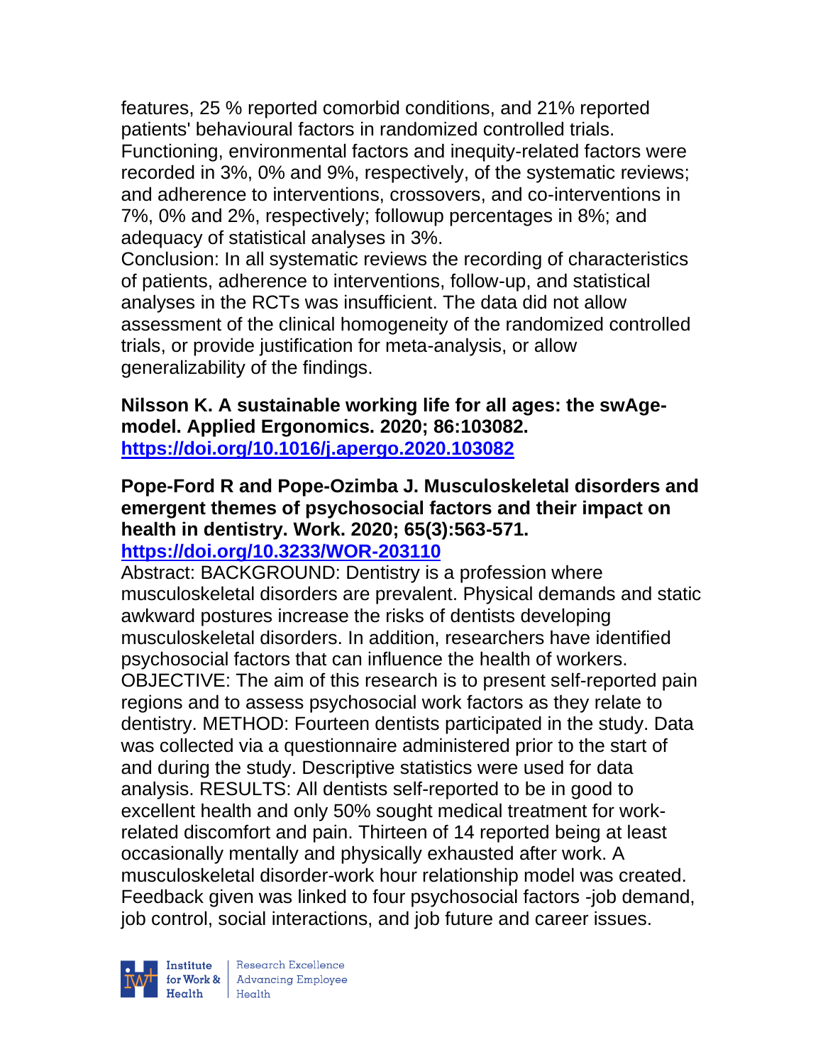features, 25 % reported comorbid conditions, and 21% reported patients' behavioural factors in randomized controlled trials. Functioning, environmental factors and inequity-related factors were recorded in 3%, 0% and 9%, respectively, of the systematic reviews; and adherence to interventions, crossovers, and co-interventions in 7%, 0% and 2%, respectively; followup percentages in 8%; and adequacy of statistical analyses in 3%.
Conclusion: In all systematic reviews the recording of characteristics of patients, adherence to interventions, follow-up, and statistical analyses in the RCTs was insufficient. The data did not allow assessment of the clinical homogeneity of the randomized controlled trials, or provide justification for meta-analysis, or allow generalizability of the findings.

**Nilsson K. A sustainable working life for all ages: the swAge-model. Applied Ergonomics. 2020; 86:103082.**
**https://doi.org/10.1016/j.apergo.2020.103082**

**Pope-Ford R and Pope-Ozimba J. Musculoskeletal disorders and emergent themes of psychosocial factors and their impact on health in dentistry. Work. 2020; 65(3):563-571.**
**https://doi.org/10.3233/WOR-203110**
Abstract: BACKGROUND: Dentistry is a profession where musculoskeletal disorders are prevalent. Physical demands and static awkward postures increase the risks of dentists developing musculoskeletal disorders. In addition, researchers have identified psychosocial factors that can influence the health of workers. OBJECTIVE: The aim of this research is to present self-reported pain regions and to assess psychosocial work factors as they relate to dentistry. METHOD: Fourteen dentists participated in the study. Data was collected via a questionnaire administered prior to the start of and during the study. Descriptive statistics were used for data analysis. RESULTS: All dentists self-reported to be in good to excellent health and only 50% sought medical treatment for work-related discomfort and pain. Thirteen of 14 reported being at least occasionally mentally and physically exhausted after work. A musculoskeletal disorder-work hour relationship model was created. Feedback given was linked to four psychosocial factors -job demand, job control, social interactions, and job future and career issues.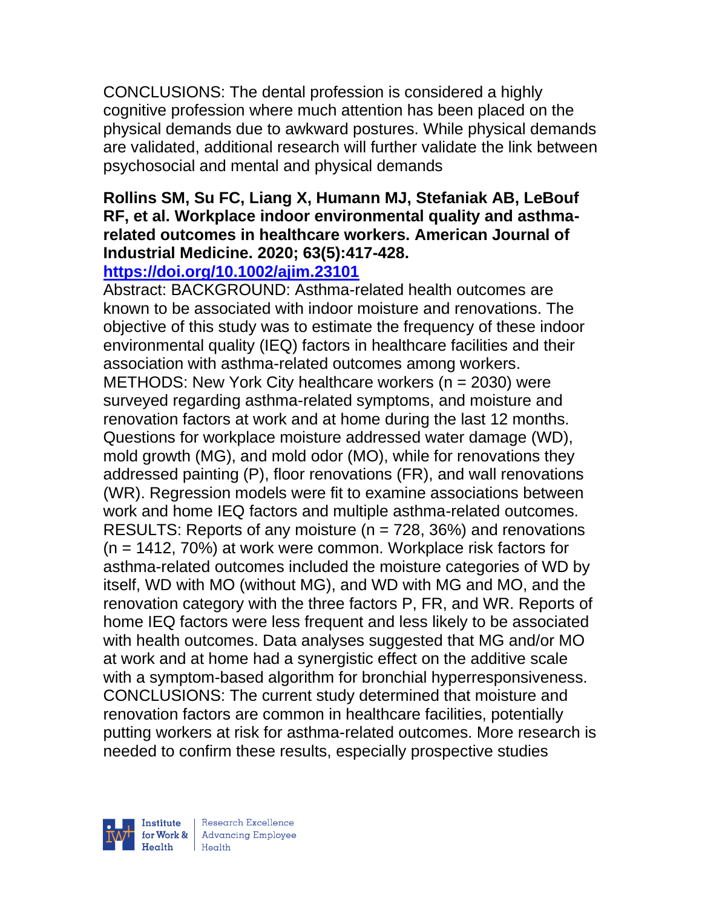CONCLUSIONS: The dental profession is considered a highly cognitive profession where much attention has been placed on the physical demands due to awkward postures. While physical demands are validated, additional research will further validate the link between psychosocial and mental and physical demands

**Rollins SM, Su FC, Liang X, Humann MJ, Stefaniak AB, LeBouf RF, et al. Workplace indoor environmental quality and asthma-related outcomes in healthcare workers. American Journal of Industrial Medicine. 2020; 63(5):417-428.**
**https://doi.org/10.1002/ajim.23101**

Abstract: BACKGROUND: Asthma-related health outcomes are known to be associated with indoor moisture and renovations. The objective of this study was to estimate the frequency of these indoor environmental quality (IEQ) factors in healthcare facilities and their association with asthma-related outcomes among workers. METHODS: New York City healthcare workers (n = 2030) were surveyed regarding asthma-related symptoms, and moisture and renovation factors at work and at home during the last 12 months. Questions for workplace moisture addressed water damage (WD), mold growth (MG), and mold odor (MO), while for renovations they addressed painting (P), floor renovations (FR), and wall renovations (WR). Regression models were fit to examine associations between work and home IEQ factors and multiple asthma-related outcomes. RESULTS: Reports of any moisture (n = 728, 36%) and renovations (n = 1412, 70%) at work were common. Workplace risk factors for asthma-related outcomes included the moisture categories of WD by itself, WD with MO (without MG), and WD with MG and MO, and the renovation category with the three factors P, FR, and WR. Reports of home IEQ factors were less frequent and less likely to be associated with health outcomes. Data analyses suggested that MG and/or MO at work and at home had a synergistic effect on the additive scale with a symptom-based algorithm for bronchial hyperresponsiveness. CONCLUSIONS: The current study determined that moisture and renovation factors are common in healthcare facilities, potentially putting workers at risk for asthma-related outcomes. More research is needed to confirm these results, especially prospective studies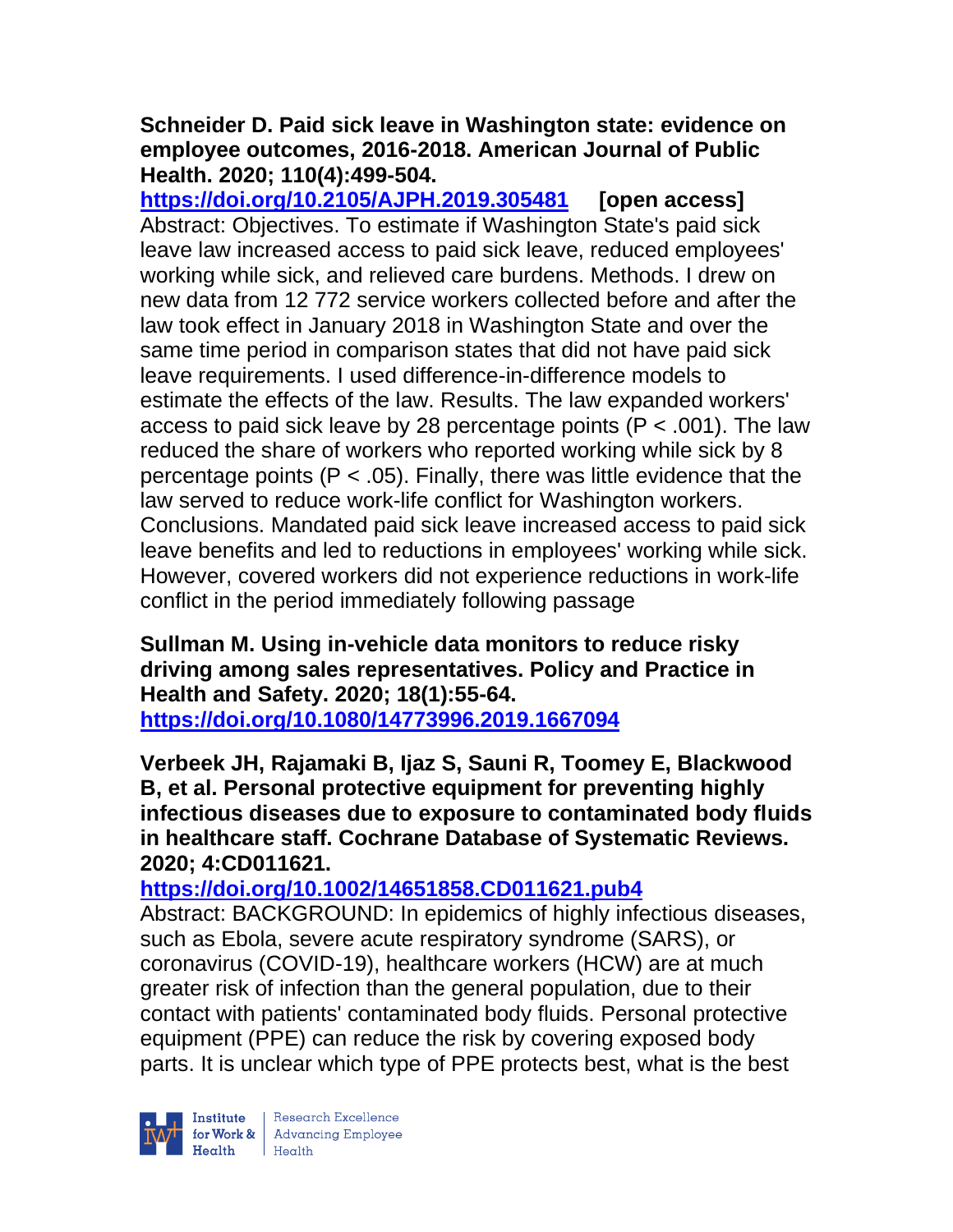**Schneider D. Paid sick leave in Washington state: evidence on employee outcomes, 2016-2018. American Journal of Public Health. 2020; 110(4):499-504.**

**https://doi.org/10.2105/AJPH.2019.305481 [open access]**

Abstract: Objectives. To estimate if Washington State's paid sick leave law increased access to paid sick leave, reduced employees' working while sick, and relieved care burdens. Methods. I drew on new data from 12 772 service workers collected before and after the law took effect in January 2018 in Washington State and over the same time period in comparison states that did not have paid sick leave requirements. I used difference-in-difference models to estimate the effects of the law. Results. The law expanded workers' access to paid sick leave by 28 percentage points ($P < .001$). The law reduced the share of workers who reported working while sick by 8 percentage points ($P < .05$). Finally, there was little evidence that the law served to reduce work-life conflict for Washington workers. Conclusions. Mandated paid sick leave increased access to paid sick leave benefits and led to reductions in employees' working while sick. However, covered workers did not experience reductions in work-life conflict in the period immediately following passage

**Sullman M. Using in-vehicle data monitors to reduce risky driving among sales representatives. Policy and Practice in Health and Safety. 2020; 18(1):55-64.**

**https://doi.org/10.1080/14773996.2019.1667094**

**Verbeek JH, Rajamaki B, Ijaz S, Sauni R, Toomey E, Blackwood B, et al. Personal protective equipment for preventing highly infectious diseases due to exposure to contaminated body fluids in healthcare staff. Cochrane Database of Systematic Reviews. 2020; 4:CD011621.**

**https://doi.org/10.1002/14651858.CD011621.pub4**

Abstract: BACKGROUND: In epidemics of highly infectious diseases, such as Ebola, severe acute respiratory syndrome (SARS), or coronavirus (COVID-19), healthcare workers (HCW) are at much greater risk of infection than the general population, due to their contact with patients' contaminated body fluids. Personal protective equipment (PPE) can reduce the risk by covering exposed body parts. It is unclear which type of PPE protects best, what is the best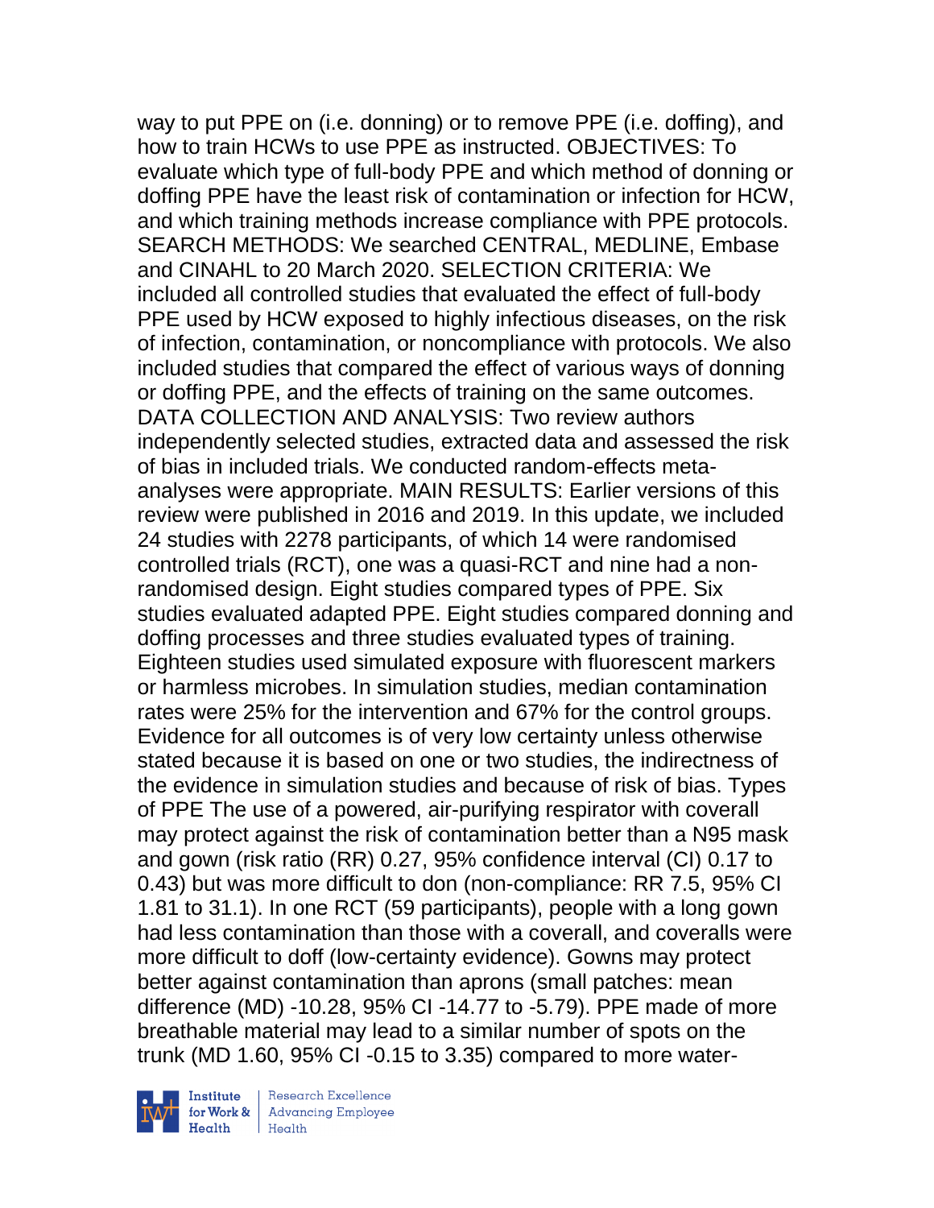way to put PPE on (i.e. donning) or to remove PPE (i.e. doffing), and how to train HCWs to use PPE as instructed. OBJECTIVES: To evaluate which type of full-body PPE and which method of donning or doffing PPE have the least risk of contamination or infection for HCW, and which training methods increase compliance with PPE protocols. SEARCH METHODS: We searched CENTRAL, MEDLINE, Embase and CINAHL to 20 March 2020. SELECTION CRITERIA: We included all controlled studies that evaluated the effect of full-body PPE used by HCW exposed to highly infectious diseases, on the risk of infection, contamination, or noncompliance with protocols. We also included studies that compared the effect of various ways of donning or doffing PPE, and the effects of training on the same outcomes. DATA COLLECTION AND ANALYSIS: Two review authors independently selected studies, extracted data and assessed the risk of bias in included trials. We conducted random-effects meta-analyses were appropriate. MAIN RESULTS: Earlier versions of this review were published in 2016 and 2019. In this update, we included 24 studies with 2278 participants, of which 14 were randomised controlled trials (RCT), one was a quasi-RCT and nine had a non-randomised design. Eight studies compared types of PPE. Six studies evaluated adapted PPE. Eight studies compared donning and doffing processes and three studies evaluated types of training. Eighteen studies used simulated exposure with fluorescent markers or harmless microbes. In simulation studies, median contamination rates were 25% for the intervention and 67% for the control groups. Evidence for all outcomes is of very low certainty unless otherwise stated because it is based on one or two studies, the indirectness of the evidence in simulation studies and because of risk of bias. Types of PPE The use of a powered, air-purifying respirator with coverall may protect against the risk of contamination better than a N95 mask and gown (risk ratio (RR) 0.27, 95% confidence interval (CI) 0.17 to 0.43) but was more difficult to don (non-compliance: RR 7.5, 95% CI 1.81 to 31.1). In one RCT (59 participants), people with a long gown had less contamination than those with a coverall, and coveralls were more difficult to doff (low-certainty evidence). Gowns may protect better against contamination than aprons (small patches: mean difference (MD) -10.28, 95% CI -14.77 to -5.79). PPE made of more breathable material may lead to a similar number of spots on the trunk (MD 1.60, 95% CI -0.15 to 3.35) compared to more water-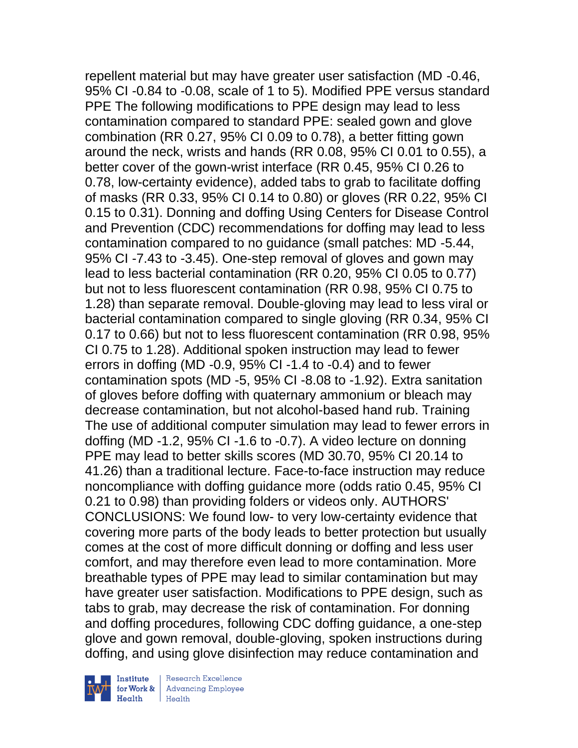repellent material but may have greater user satisfaction (MD -0.46, 95% CI -0.84 to -0.08, scale of 1 to 5). Modified PPE versus standard PPE The following modifications to PPE design may lead to less contamination compared to standard PPE: sealed gown and glove combination (RR 0.27, 95% CI 0.09 to 0.78), a better fitting gown around the neck, wrists and hands (RR 0.08, 95% CI 0.01 to 0.55), a better cover of the gown-wrist interface (RR 0.45, 95% CI 0.26 to 0.78, low-certainty evidence), added tabs to grab to facilitate doffing of masks (RR 0.33, 95% CI 0.14 to 0.80) or gloves (RR 0.22, 95% CI 0.15 to 0.31). Donning and doffing Using Centers for Disease Control and Prevention (CDC) recommendations for doffing may lead to less contamination compared to no guidance (small patches: MD -5.44, 95% CI -7.43 to -3.45). One-step removal of gloves and gown may lead to less bacterial contamination (RR 0.20, 95% CI 0.05 to 0.77) but not to less fluorescent contamination (RR 0.98, 95% CI 0.75 to 1.28) than separate removal. Double-gloving may lead to less viral or bacterial contamination compared to single gloving (RR 0.34, 95% CI 0.17 to 0.66) but not to less fluorescent contamination (RR 0.98, 95% CI 0.75 to 1.28). Additional spoken instruction may lead to fewer errors in doffing (MD -0.9, 95% CI -1.4 to -0.4) and to fewer contamination spots (MD -5, 95% CI -8.08 to -1.92). Extra sanitation of gloves before doffing with quaternary ammonium or bleach may decrease contamination, but not alcohol-based hand rub. Training The use of additional computer simulation may lead to fewer errors in doffing (MD -1.2, 95% CI -1.6 to -0.7). A video lecture on donning PPE may lead to better skills scores (MD 30.70, 95% CI 20.14 to 41.26) than a traditional lecture. Face-to-face instruction may reduce noncompliance with doffing guidance more (odds ratio 0.45, 95% CI 0.21 to 0.98) than providing folders or videos only. AUTHORS' CONCLUSIONS: We found low- to very low-certainty evidence that covering more parts of the body leads to better protection but usually comes at the cost of more difficult donning or doffing and less user comfort, and may therefore even lead to more contamination. More breathable types of PPE may lead to similar contamination but may have greater user satisfaction. Modifications to PPE design, such as tabs to grab, may decrease the risk of contamination. For donning and doffing procedures, following CDC doffing guidance, a one-step glove and gown removal, double-gloving, spoken instructions during doffing, and using glove disinfection may reduce contamination and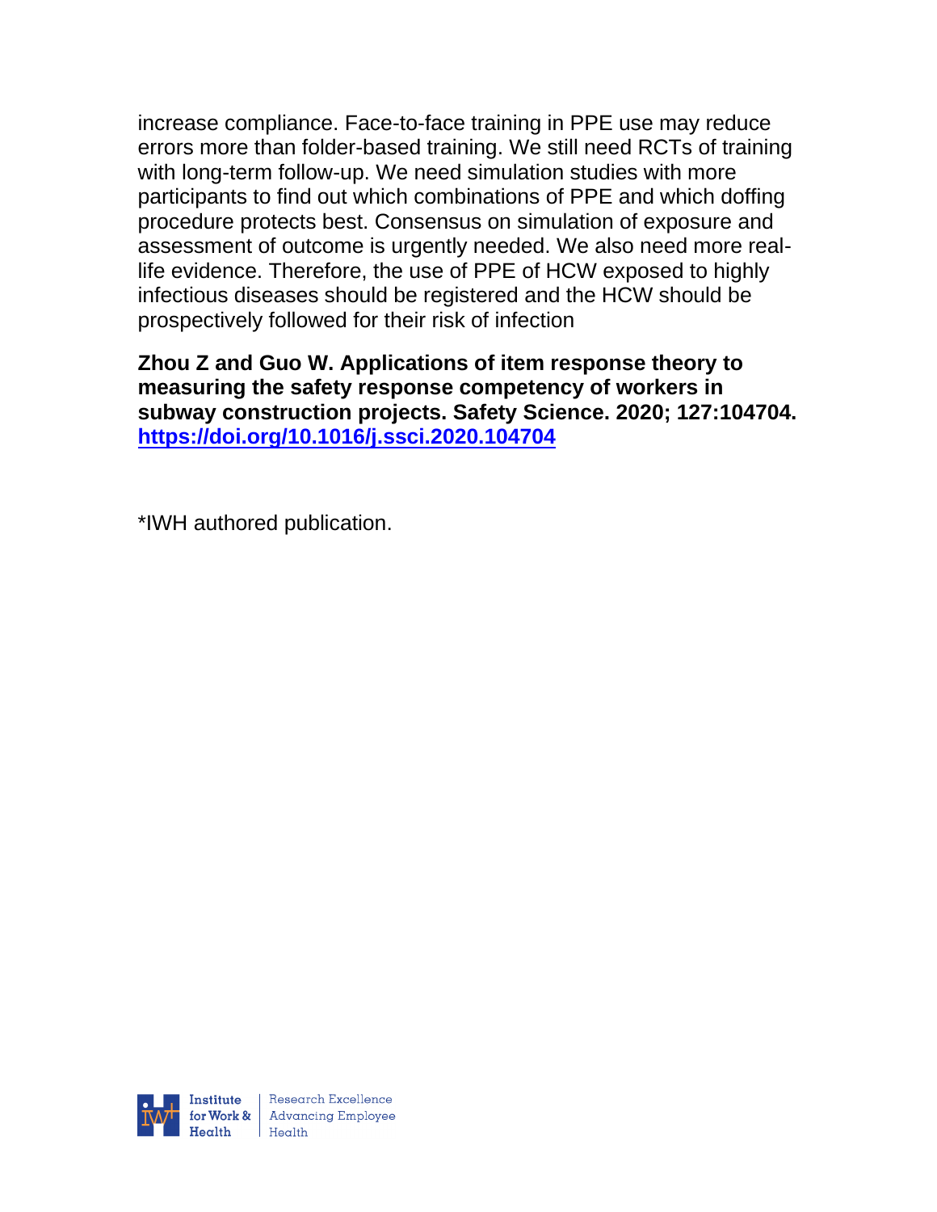increase compliance. Face-to-face training in PPE use may reduce errors more than folder-based training. We still need RCTs of training with long-term follow-up. We need simulation studies with more participants to find out which combinations of PPE and which doffing procedure protects best. Consensus on simulation of exposure and assessment of outcome is urgently needed. We also need more real-life evidence. Therefore, the use of PPE of HCW exposed to highly infectious diseases should be registered and the HCW should be prospectively followed for their risk of infection

**Zhou Z and Guo W. Applications of item response theory to measuring the safety response competency of workers in subway construction projects. Safety Science. 2020; 127:104704. [https://doi.org/10.1016/j.ssci.2020.104704](https://doi.org/10.1016/j.ssci.2020.104704)**

*IWH authored publication.